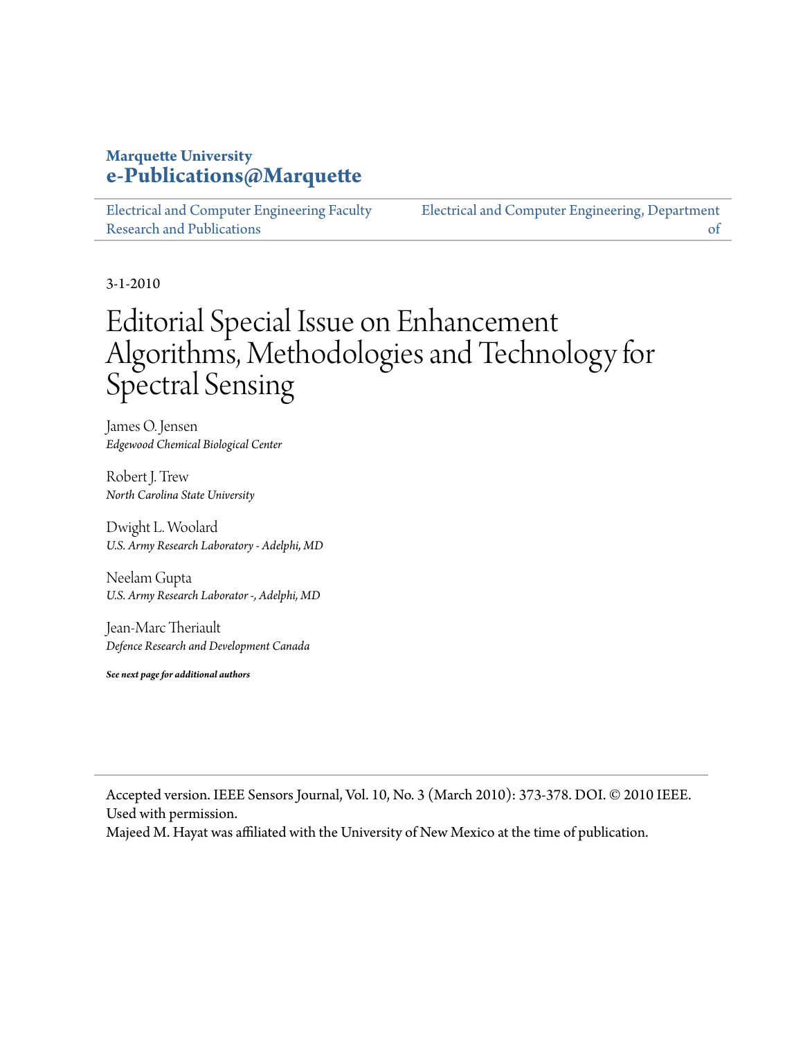**Marquette University**
**e-Publications@Marquette**

Electrical and Computer Engineering Faculty Research and Publications | Electrical and Computer Engineering, Department of

3-1-2010

# Editorial Special Issue on Enhancement Algorithms, Methodologies and Technology for Spectral Sensing

James O. Jensen
*Edgewood Chemical Biological Center*

Robert J. Trew
*North Carolina State University*

Dwight L. Woolard
*U.S. Army Research Laboratory - Adelphi, MD*

Neelam Gupta
*U.S. Army Research Laborator -, Adelphi, MD*

Jean-Marc Theriault
*Defence Research and Development Canada*

***See next page for additional authors***

Accepted version. IEEE Sensors Journal, Vol. 10, No. 3 (March 2010): 373-378. DOI. © 2010 IEEE. Used with permission.
Majeed M. Hayat was affiliated with the University of New Mexico at the time of publication.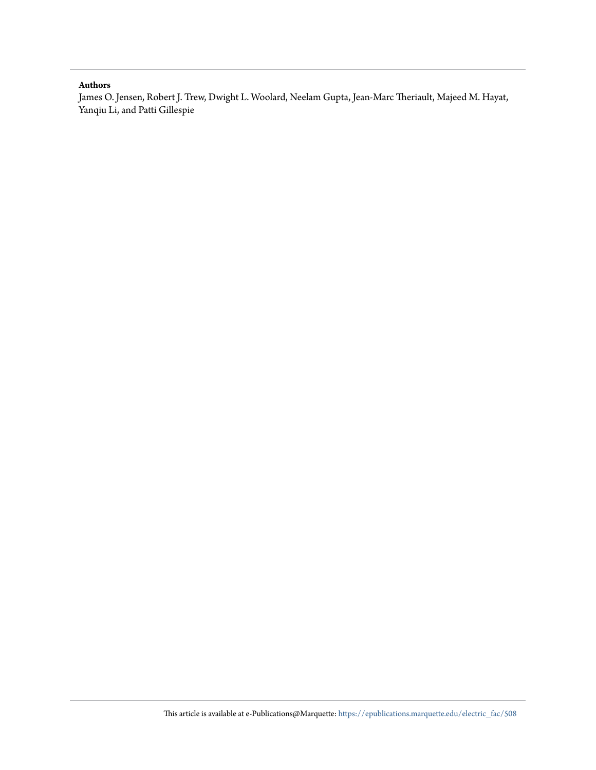**Authors**

James O. Jensen, Robert J. Trew, Dwight L. Woolard, Neelam Gupta, Jean-Marc Theriault, Majeed M. Hayat, Yanqiu Li, and Patti Gillespie

This article is available at e-Publications@Marquette: https://epublications.marquette.edu/electric_fac/508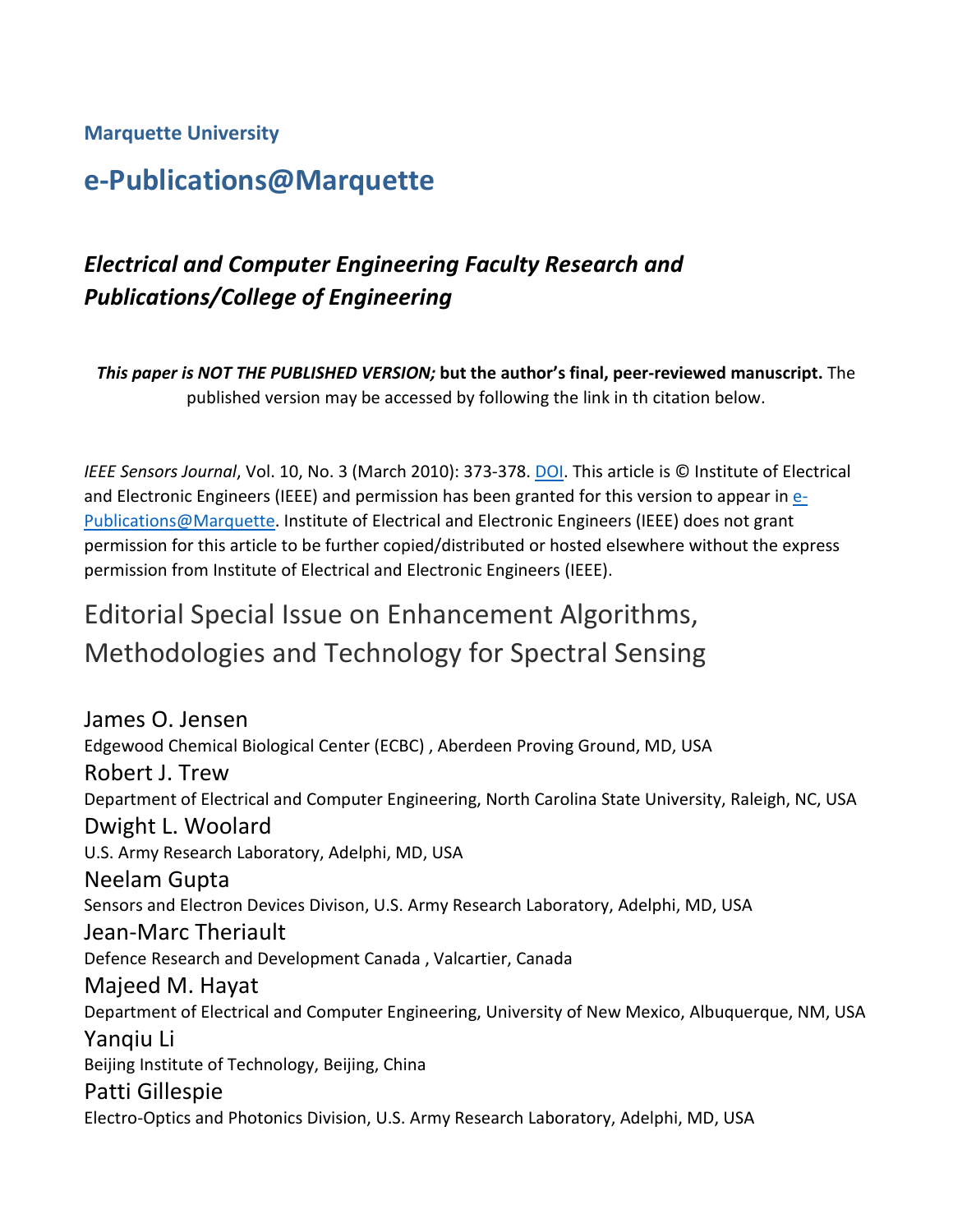Marquette University

# e-Publications@Marquette

## *Electrical and Computer Engineering Faculty Research and Publications/College of Engineering*

***This paper is NOT THE PUBLISHED VERSION;* but the author's final, peer-reviewed manuscript.** The published version may be accessed by following the link in th citation below.

*IEEE Sensors Journal*, Vol. 10, No. 3 (March 2010): 373-378. DOI. This article is © Institute of Electrical and Electronic Engineers (IEEE) and permission has been granted for this version to appear in e-Publications@Marquette. Institute of Electrical and Electronic Engineers (IEEE) does not grant permission for this article to be further copied/distributed or hosted elsewhere without the express permission from Institute of Electrical and Electronic Engineers (IEEE).

# Editorial Special Issue on Enhancement Algorithms, Methodologies and Technology for Spectral Sensing

James O. Jensen
Edgewood Chemical Biological Center (ECBC) , Aberdeen Proving Ground, MD, USA

Robert J. Trew
Department of Electrical and Computer Engineering, North Carolina State University, Raleigh, NC, USA

Dwight L. Woolard
U.S. Army Research Laboratory, Adelphi, MD, USA

Neelam Gupta
Sensors and Electron Devices Divison, U.S. Army Research Laboratory, Adelphi, MD, USA

Jean-Marc Theriault
Defence Research and Development Canada , Valcartier, Canada

Majeed M. Hayat
Department of Electrical and Computer Engineering, University of New Mexico, Albuquerque, NM, USA

Yanqiu Li
Beijing Institute of Technology, Beijing, China

Patti Gillespie
Electro-Optics and Photonics Division, U.S. Army Research Laboratory, Adelphi, MD, USA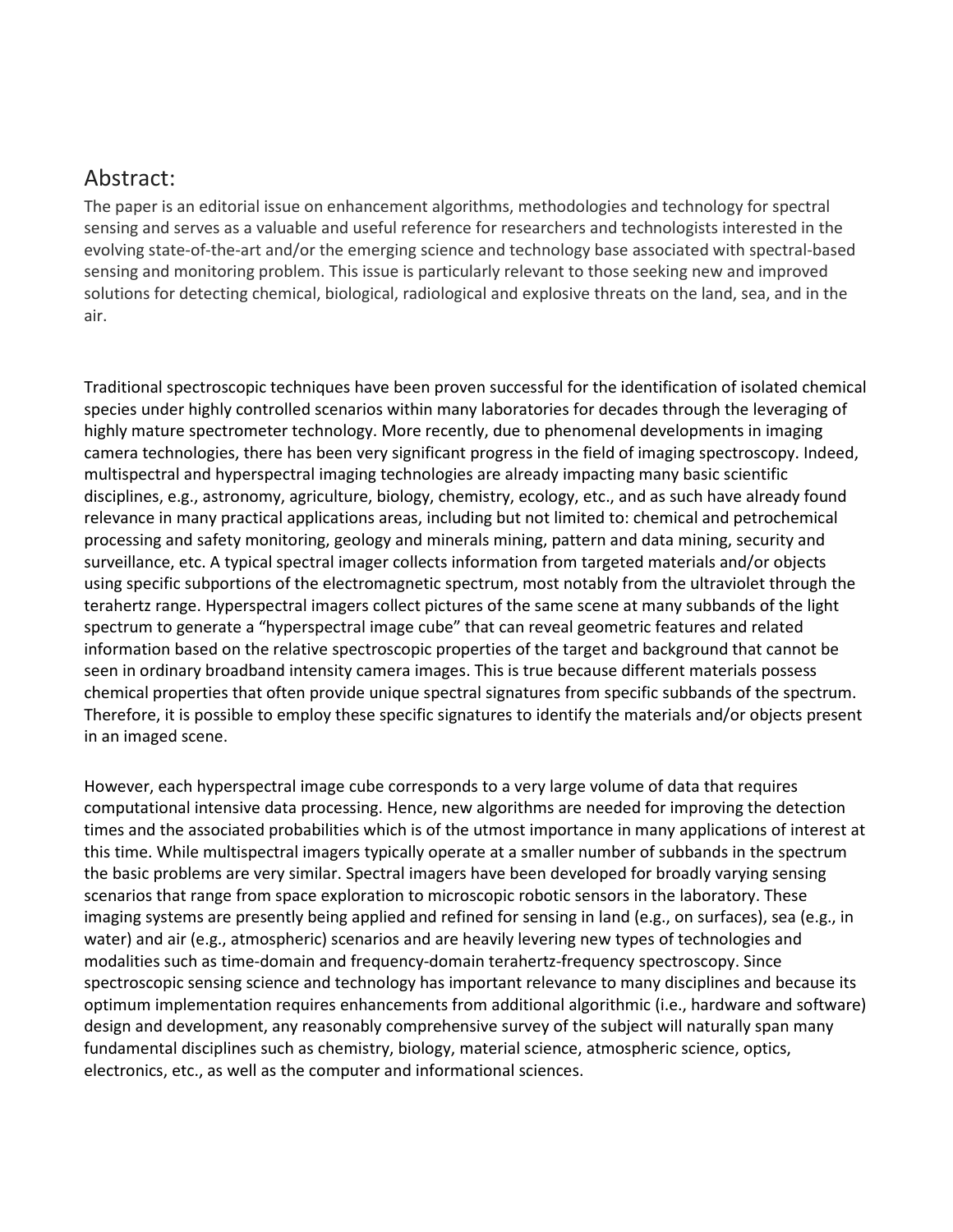## Abstract:

The paper is an editorial issue on enhancement algorithms, methodologies and technology for spectral sensing and serves as a valuable and useful reference for researchers and technologists interested in the evolving state-of-the-art and/or the emerging science and technology base associated with spectral-based sensing and monitoring problem. This issue is particularly relevant to those seeking new and improved solutions for detecting chemical, biological, radiological and explosive threats on the land, sea, and in the air.

Traditional spectroscopic techniques have been proven successful for the identification of isolated chemical species under highly controlled scenarios within many laboratories for decades through the leveraging of highly mature spectrometer technology. More recently, due to phenomenal developments in imaging camera technologies, there has been very significant progress in the field of imaging spectroscopy. Indeed, multispectral and hyperspectral imaging technologies are already impacting many basic scientific disciplines, e.g., astronomy, agriculture, biology, chemistry, ecology, etc., and as such have already found relevance in many practical applications areas, including but not limited to: chemical and petrochemical processing and safety monitoring, geology and minerals mining, pattern and data mining, security and surveillance, etc. A typical spectral imager collects information from targeted materials and/or objects using specific subportions of the electromagnetic spectrum, most notably from the ultraviolet through the terahertz range. Hyperspectral imagers collect pictures of the same scene at many subbands of the light spectrum to generate a “hyperspectral image cube” that can reveal geometric features and related information based on the relative spectroscopic properties of the target and background that cannot be seen in ordinary broadband intensity camera images. This is true because different materials possess chemical properties that often provide unique spectral signatures from specific subbands of the spectrum. Therefore, it is possible to employ these specific signatures to identify the materials and/or objects present in an imaged scene.

However, each hyperspectral image cube corresponds to a very large volume of data that requires computational intensive data processing. Hence, new algorithms are needed for improving the detection times and the associated probabilities which is of the utmost importance in many applications of interest at this time. While multispectral imagers typically operate at a smaller number of subbands in the spectrum the basic problems are very similar. Spectral imagers have been developed for broadly varying sensing scenarios that range from space exploration to microscopic robotic sensors in the laboratory. These imaging systems are presently being applied and refined for sensing in land (e.g., on surfaces), sea (e.g., in water) and air (e.g., atmospheric) scenarios and are heavily levering new types of technologies and modalities such as time-domain and frequency-domain terahertz-frequency spectroscopy. Since spectroscopic sensing science and technology has important relevance to many disciplines and because its optimum implementation requires enhancements from additional algorithmic (i.e., hardware and software) design and development, any reasonably comprehensive survey of the subject will naturally span many fundamental disciplines such as chemistry, biology, material science, atmospheric science, optics, electronics, etc., as well as the computer and informational sciences.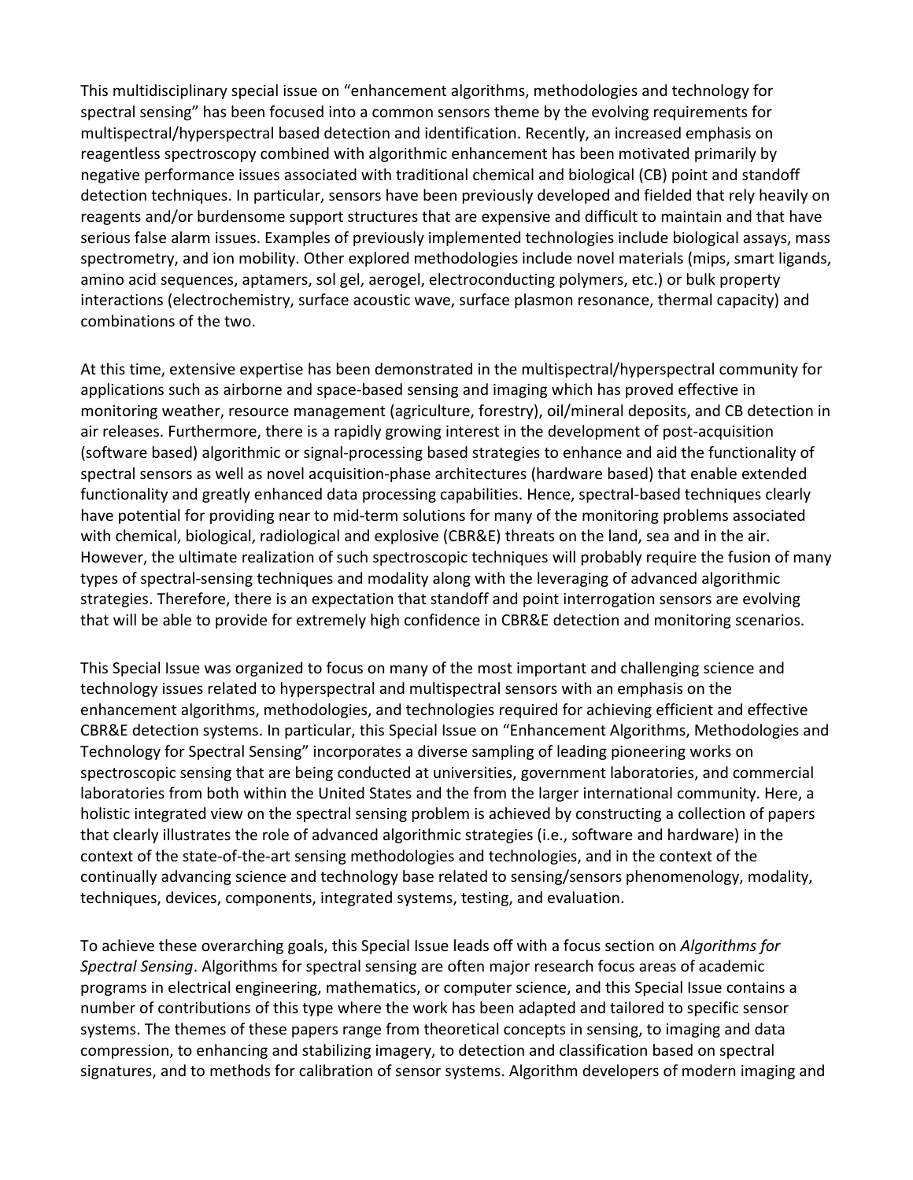This multidisciplinary special issue on "enhancement algorithms, methodologies and technology for spectral sensing" has been focused into a common sensors theme by the evolving requirements for multispectral/hyperspectral based detection and identification. Recently, an increased emphasis on reagentless spectroscopy combined with algorithmic enhancement has been motivated primarily by negative performance issues associated with traditional chemical and biological (CB) point and standoff detection techniques. In particular, sensors have been previously developed and fielded that rely heavily on reagents and/or burdensome support structures that are expensive and difficult to maintain and that have serious false alarm issues. Examples of previously implemented technologies include biological assays, mass spectrometry, and ion mobility. Other explored methodologies include novel materials (mips, smart ligands, amino acid sequences, aptamers, sol gel, aerogel, electroconducting polymers, etc.) or bulk property interactions (electrochemistry, surface acoustic wave, surface plasmon resonance, thermal capacity) and combinations of the two.

At this time, extensive expertise has been demonstrated in the multispectral/hyperspectral community for applications such as airborne and space-based sensing and imaging which has proved effective in monitoring weather, resource management (agriculture, forestry), oil/mineral deposits, and CB detection in air releases. Furthermore, there is a rapidly growing interest in the development of post-acquisition (software based) algorithmic or signal-processing based strategies to enhance and aid the functionality of spectral sensors as well as novel acquisition-phase architectures (hardware based) that enable extended functionality and greatly enhanced data processing capabilities. Hence, spectral-based techniques clearly have potential for providing near to mid-term solutions for many of the monitoring problems associated with chemical, biological, radiological and explosive (CBR&E) threats on the land, sea and in the air. However, the ultimate realization of such spectroscopic techniques will probably require the fusion of many types of spectral-sensing techniques and modality along with the leveraging of advanced algorithmic strategies. Therefore, there is an expectation that standoff and point interrogation sensors are evolving that will be able to provide for extremely high confidence in CBR&E detection and monitoring scenarios.

This Special Issue was organized to focus on many of the most important and challenging science and technology issues related to hyperspectral and multispectral sensors with an emphasis on the enhancement algorithms, methodologies, and technologies required for achieving efficient and effective CBR&E detection systems. In particular, this Special Issue on "Enhancement Algorithms, Methodologies and Technology for Spectral Sensing" incorporates a diverse sampling of leading pioneering works on spectroscopic sensing that are being conducted at universities, government laboratories, and commercial laboratories from both within the United States and the from the larger international community. Here, a holistic integrated view on the spectral sensing problem is achieved by constructing a collection of papers that clearly illustrates the role of advanced algorithmic strategies (i.e., software and hardware) in the context of the state-of-the-art sensing methodologies and technologies, and in the context of the continually advancing science and technology base related to sensing/sensors phenomenology, modality, techniques, devices, components, integrated systems, testing, and evaluation.

To achieve these overarching goals, this Special Issue leads off with a focus section on *Algorithms for Spectral Sensing*. Algorithms for spectral sensing are often major research focus areas of academic programs in electrical engineering, mathematics, or computer science, and this Special Issue contains a number of contributions of this type where the work has been adapted and tailored to specific sensor systems. The themes of these papers range from theoretical concepts in sensing, to imaging and data compression, to enhancing and stabilizing imagery, to detection and classification based on spectral signatures, and to methods for calibration of sensor systems. Algorithm developers of modern imaging and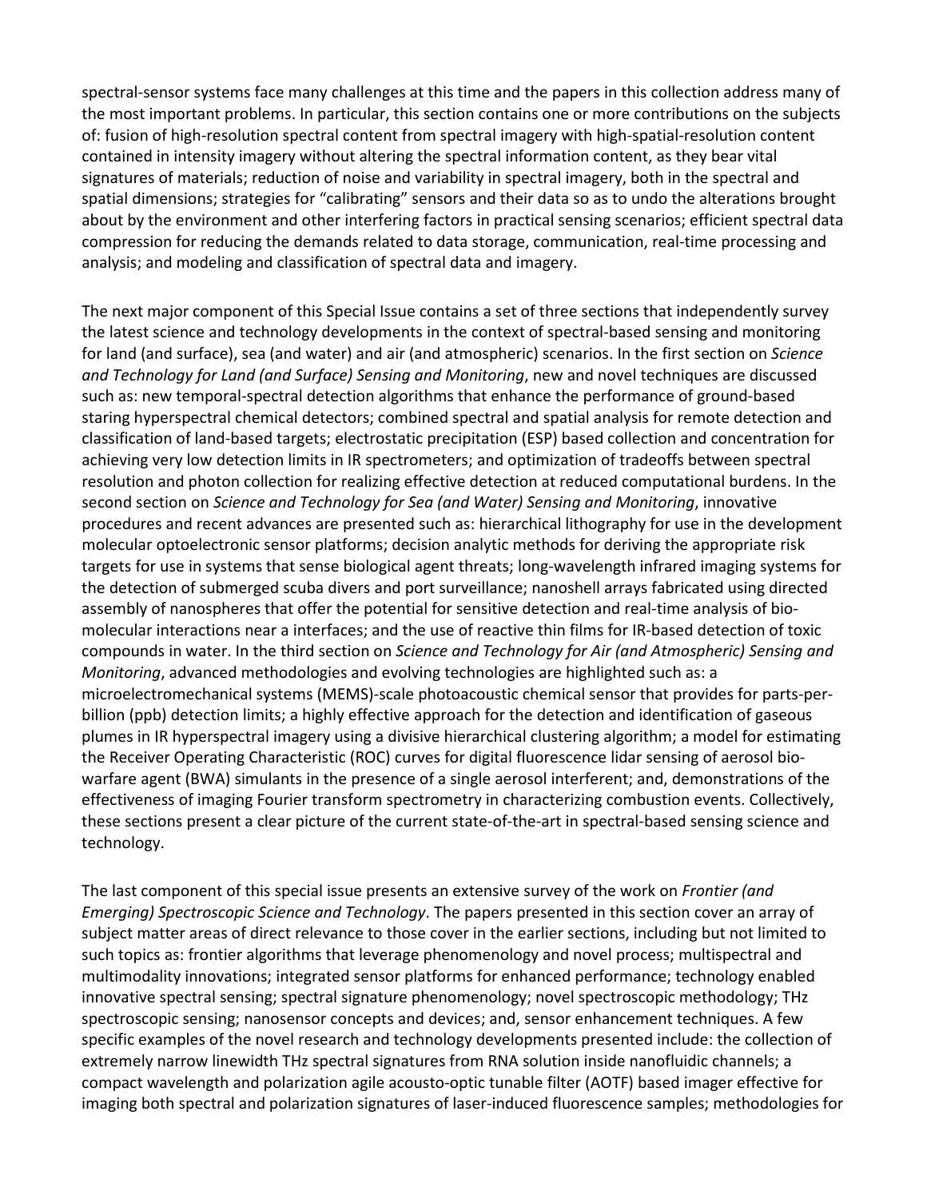spectral-sensor systems face many challenges at this time and the papers in this collection address many of the most important problems. In particular, this section contains one or more contributions on the subjects of: fusion of high-resolution spectral content from spectral imagery with high-spatial-resolution content contained in intensity imagery without altering the spectral information content, as they bear vital signatures of materials; reduction of noise and variability in spectral imagery, both in the spectral and spatial dimensions; strategies for "calibrating" sensors and their data so as to undo the alterations brought about by the environment and other interfering factors in practical sensing scenarios; efficient spectral data compression for reducing the demands related to data storage, communication, real-time processing and analysis; and modeling and classification of spectral data and imagery.

The next major component of this Special Issue contains a set of three sections that independently survey the latest science and technology developments in the context of spectral-based sensing and monitoring for land (and surface), sea (and water) and air (and atmospheric) scenarios. In the first section on *Science and Technology for Land (and Surface) Sensing and Monitoring*, new and novel techniques are discussed such as: new temporal-spectral detection algorithms that enhance the performance of ground-based staring hyperspectral chemical detectors; combined spectral and spatial analysis for remote detection and classification of land-based targets; electrostatic precipitation (ESP) based collection and concentration for achieving very low detection limits in IR spectrometers; and optimization of tradeoffs between spectral resolution and photon collection for realizing effective detection at reduced computational burdens. In the second section on *Science and Technology for Sea (and Water) Sensing and Monitoring*, innovative procedures and recent advances are presented such as: hierarchical lithography for use in the development molecular optoelectronic sensor platforms; decision analytic methods for deriving the appropriate risk targets for use in systems that sense biological agent threats; long-wavelength infrared imaging systems for the detection of submerged scuba divers and port surveillance; nanoshell arrays fabricated using directed assembly of nanospheres that offer the potential for sensitive detection and real-time analysis of bio-molecular interactions near a interfaces; and the use of reactive thin films for IR-based detection of toxic compounds in water. In the third section on *Science and Technology for Air (and Atmospheric) Sensing and Monitoring*, advanced methodologies and evolving technologies are highlighted such as: a microelectromechanical systems (MEMS)-scale photoacoustic chemical sensor that provides for parts-per-billion (ppb) detection limits; a highly effective approach for the detection and identification of gaseous plumes in IR hyperspectral imagery using a divisive hierarchical clustering algorithm; a model for estimating the Receiver Operating Characteristic (ROC) curves for digital fluorescence lidar sensing of aerosol bio-warfare agent (BWA) simulants in the presence of a single aerosol interferent; and, demonstrations of the effectiveness of imaging Fourier transform spectrometry in characterizing combustion events. Collectively, these sections present a clear picture of the current state-of-the-art in spectral-based sensing science and technology.

The last component of this special issue presents an extensive survey of the work on *Frontier (and Emerging) Spectroscopic Science and Technology*. The papers presented in this section cover an array of subject matter areas of direct relevance to those cover in the earlier sections, including but not limited to such topics as: frontier algorithms that leverage phenomenology and novel process; multispectral and multimodality innovations; integrated sensor platforms for enhanced performance; technology enabled innovative spectral sensing; spectral signature phenomenology; novel spectroscopic methodology; THz spectroscopic sensing; nanosensor concepts and devices; and, sensor enhancement techniques. A few specific examples of the novel research and technology developments presented include: the collection of extremely narrow linewidth THz spectral signatures from RNA solution inside nanofluidic channels; a compact wavelength and polarization agile acousto-optic tunable filter (AOTF) based imager effective for imaging both spectral and polarization signatures of laser-induced fluorescence samples; methodologies for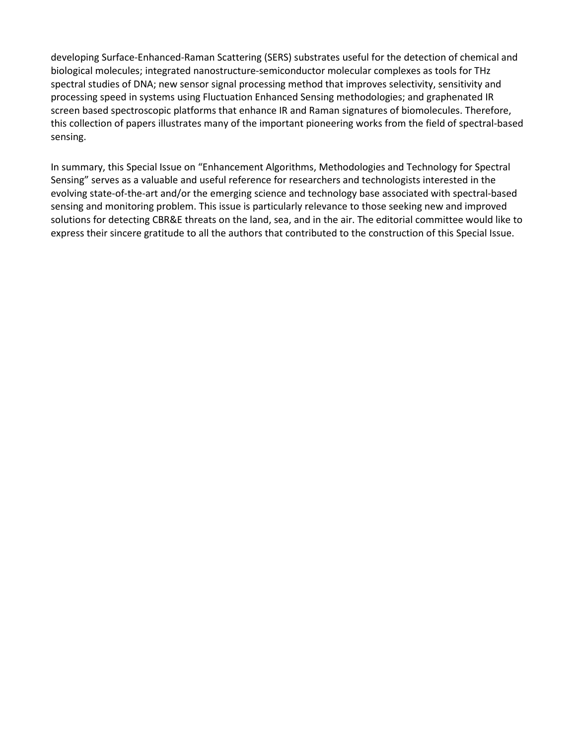developing Surface-Enhanced-Raman Scattering (SERS) substrates useful for the detection of chemical and biological molecules; integrated nanostructure-semiconductor molecular complexes as tools for THz spectral studies of DNA; new sensor signal processing method that improves selectivity, sensitivity and processing speed in systems using Fluctuation Enhanced Sensing methodologies; and graphenated IR screen based spectroscopic platforms that enhance IR and Raman signatures of biomolecules. Therefore, this collection of papers illustrates many of the important pioneering works from the field of spectral-based sensing.

In summary, this Special Issue on "Enhancement Algorithms, Methodologies and Technology for Spectral Sensing" serves as a valuable and useful reference for researchers and technologists interested in the evolving state-of-the-art and/or the emerging science and technology base associated with spectral-based sensing and monitoring problem. This issue is particularly relevance to those seeking new and improved solutions for detecting CBR&E threats on the land, sea, and in the air. The editorial committee would like to express their sincere gratitude to all the authors that contributed to the construction of this Special Issue.